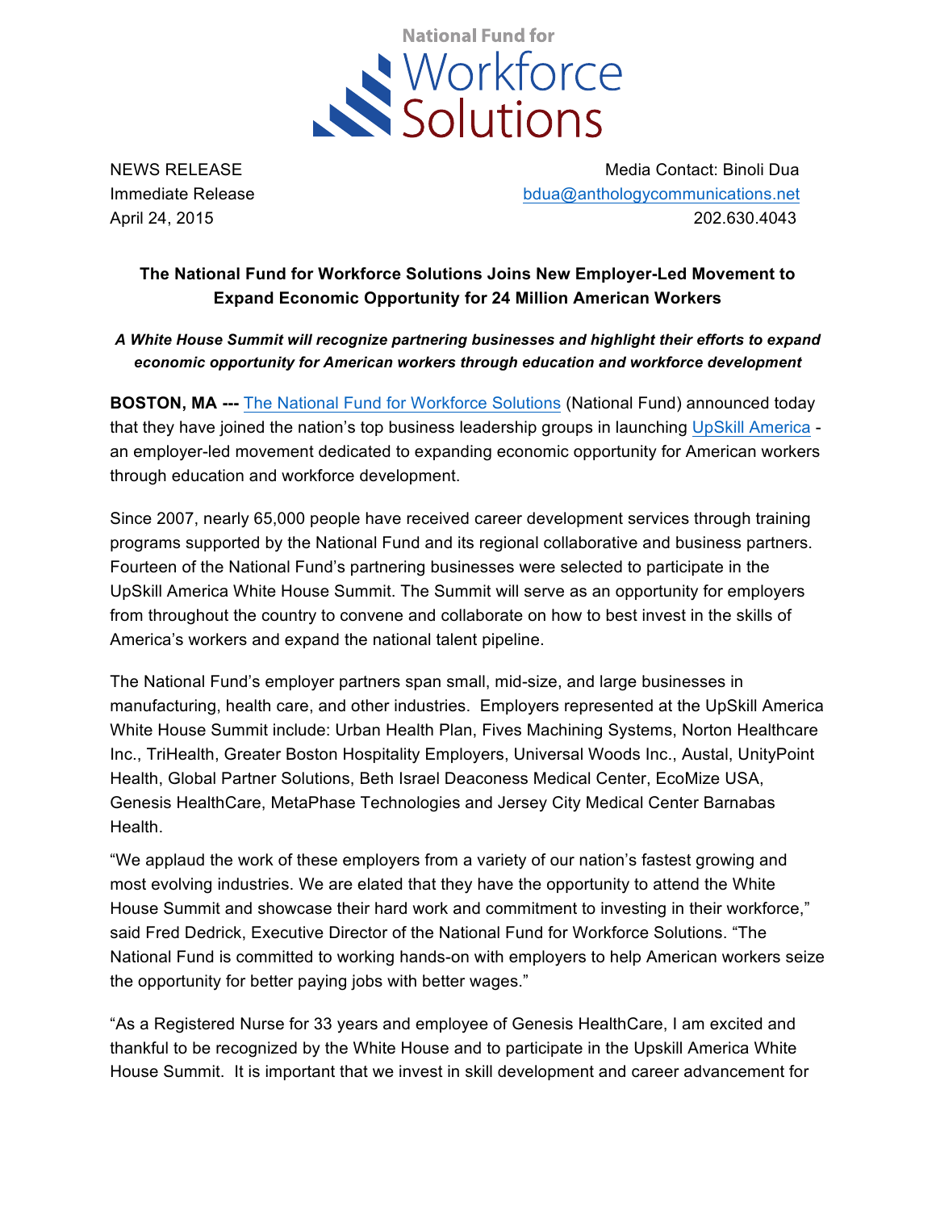National Fund for Workforce Solutions

NEWS RELEASE
Immediate Release
April 24, 2015

Media Contact: Binoli Dua
bdua@anthologycommunications.net
202.630.4043

**The National Fund for Workforce Solutions Joins New Employer-Led Movement to Expand Economic Opportunity for 24 Million American Workers**

***A White House Summit will recognize partnering businesses and highlight their efforts to expand economic opportunity for American workers through education and workforce development***

**BOSTON, MA ---** The National Fund for Workforce Solutions (National Fund) announced today that they have joined the nation's top business leadership groups in launching UpSkill America - an employer-led movement dedicated to expanding economic opportunity for American workers through education and workforce development.

Since 2007, nearly 65,000 people have received career development services through training programs supported by the National Fund and its regional collaborative and business partners. Fourteen of the National Fund's partnering businesses were selected to participate in the UpSkill America White House Summit. The Summit will serve as an opportunity for employers from throughout the country to convene and collaborate on how to best invest in the skills of America's workers and expand the national talent pipeline.

The National Fund's employer partners span small, mid-size, and large businesses in manufacturing, health care, and other industries. Employers represented at the UpSkill America White House Summit include: Urban Health Plan, Fives Machining Systems, Norton Healthcare Inc., TriHealth, Greater Boston Hospitality Employers, Universal Woods Inc., Austal, UnityPoint Health, Global Partner Solutions, Beth Israel Deaconess Medical Center, EcoMize USA, Genesis HealthCare, MetaPhase Technologies and Jersey City Medical Center Barnabas Health.

"We applaud the work of these employers from a variety of our nation's fastest growing and most evolving industries. We are elated that they have the opportunity to attend the White House Summit and showcase their hard work and commitment to investing in their workforce," said Fred Dedrick, Executive Director of the National Fund for Workforce Solutions. "The National Fund is committed to working hands-on with employers to help American workers seize the opportunity for better paying jobs with better wages."

"As a Registered Nurse for 33 years and employee of Genesis HealthCare, I am excited and thankful to be recognized by the White House and to participate in the Upskill America White House Summit. It is important that we invest in skill development and career advancement for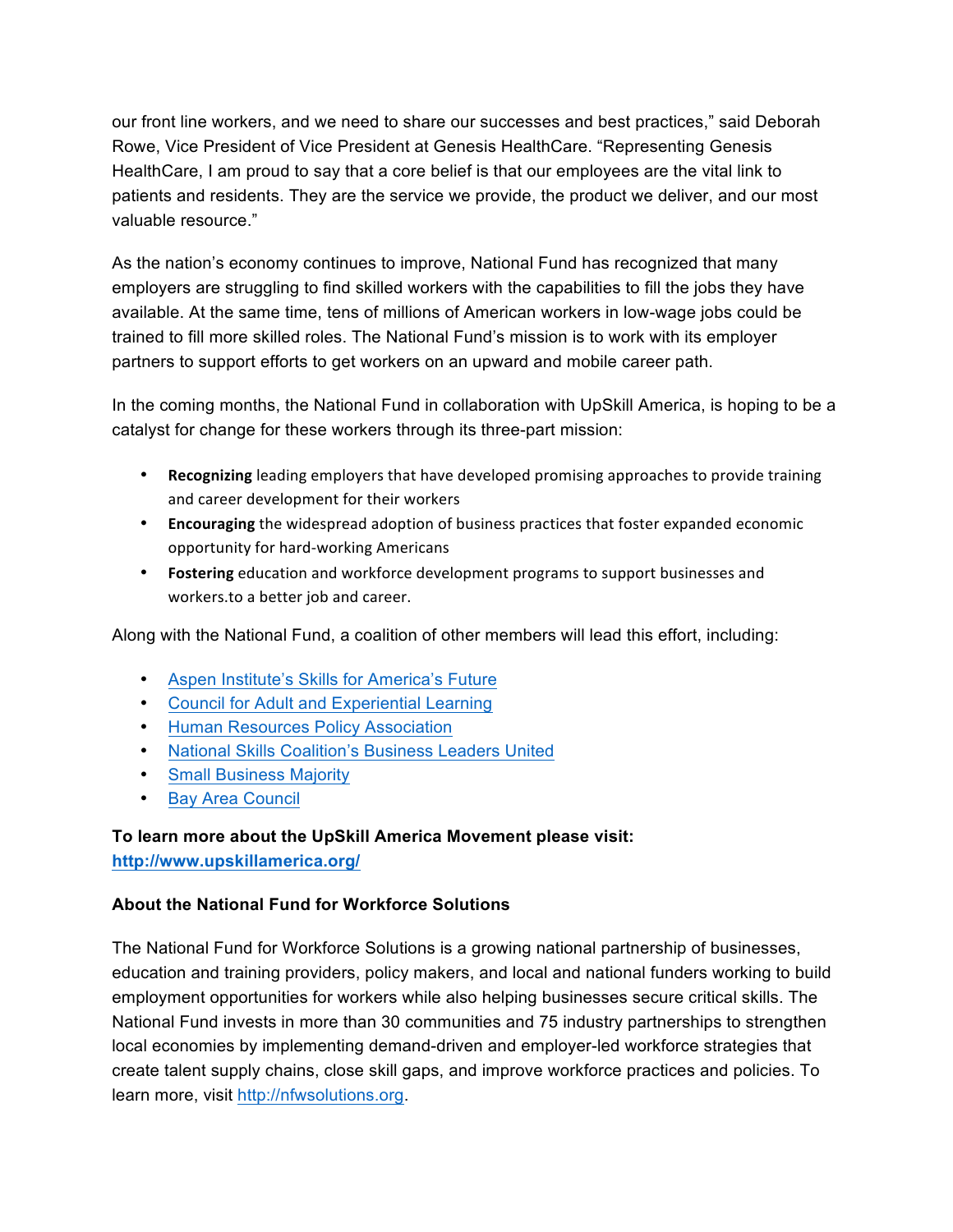our front line workers, and we need to share our successes and best practices," said Deborah Rowe, Vice President of Vice President at Genesis HealthCare. "Representing Genesis HealthCare, I am proud to say that a core belief is that our employees are the vital link to patients and residents. They are the service we provide, the product we deliver, and our most valuable resource."

As the nation's economy continues to improve, National Fund has recognized that many employers are struggling to find skilled workers with the capabilities to fill the jobs they have available. At the same time, tens of millions of American workers in low-wage jobs could be trained to fill more skilled roles. The National Fund's mission is to work with its employer partners to support efforts to get workers on an upward and mobile career path.

In the coming months, the National Fund in collaboration with UpSkill America, is hoping to be a catalyst for change for these workers through its three-part mission:

- **Recognizing** leading employers that have developed promising approaches to provide training and career development for their workers
- **Encouraging** the widespread adoption of business practices that foster expanded economic opportunity for hard-working Americans
- **Fostering** education and workforce development programs to support businesses and workers.to a better job and career.

Along with the National Fund, a coalition of other members will lead this effort, including:

- Aspen Institute's Skills for America's Future
- Council for Adult and Experiential Learning
- Human Resources Policy Association
- National Skills Coalition's Business Leaders United
- Small Business Majority
- Bay Area Council

**To learn more about the UpSkill America Movement please visit: http://www.upskillamerica.org/**

**About the National Fund for Workforce Solutions**

The National Fund for Workforce Solutions is a growing national partnership of businesses, education and training providers, policy makers, and local and national funders working to build employment opportunities for workers while also helping businesses secure critical skills. The National Fund invests in more than 30 communities and 75 industry partnerships to strengthen local economies by implementing demand-driven and employer-led workforce strategies that create talent supply chains, close skill gaps, and improve workforce practices and policies. To learn more, visit http://nfwsolutions.org.